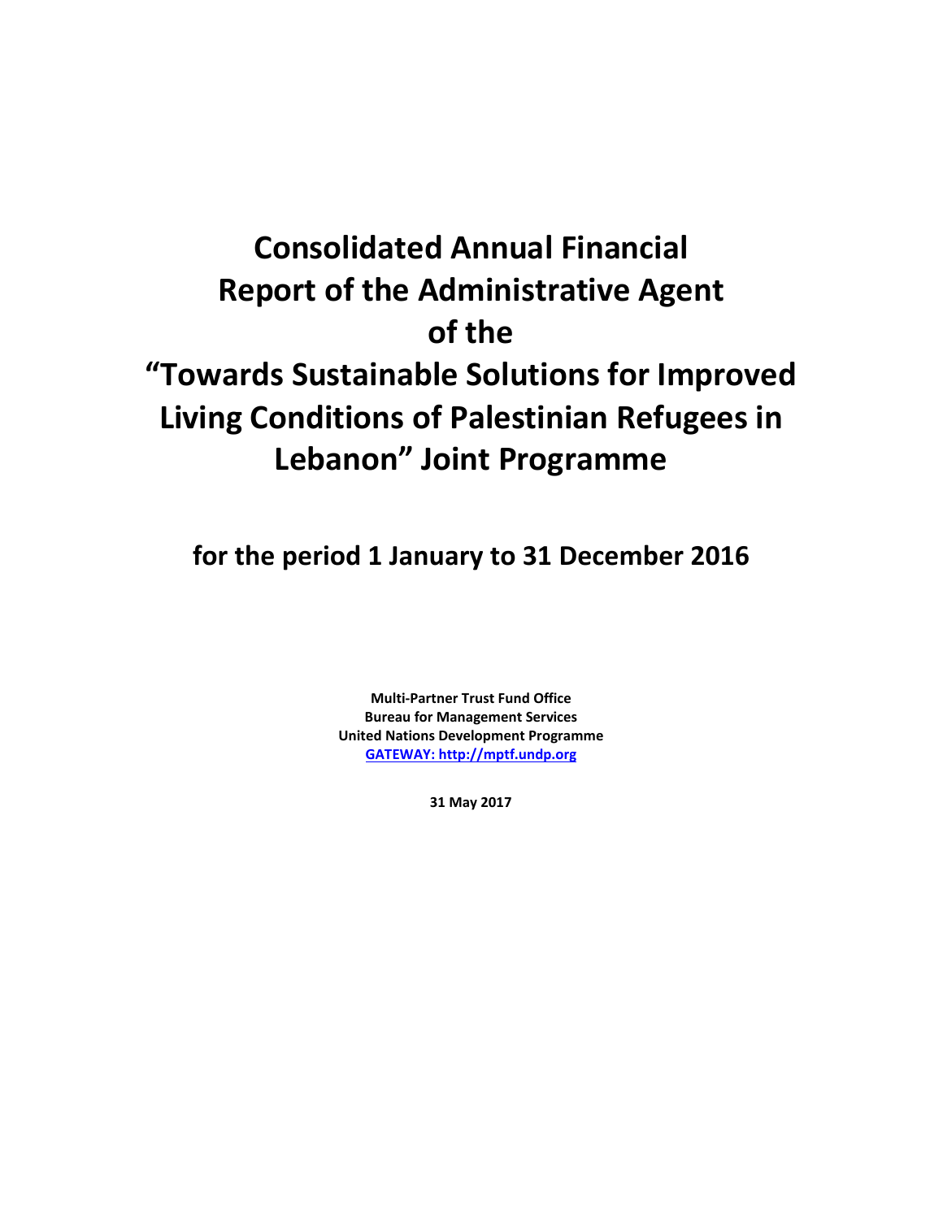# Consolidated Annual Financial Report of the Administrative Agent of the "Towards Sustainable Solutions for Improved Living Conditions of Palestinian Refugees in Lebanon" Joint Programme

## for the period 1 January to 31 December 2016

**Multi-Partner Trust Fund Office**
**Bureau for Management Services**
**United Nations Development Programme**
**[GATEWAY: http://mptf.undp.org](http://mptf.undp.org)**

**31 May 2017**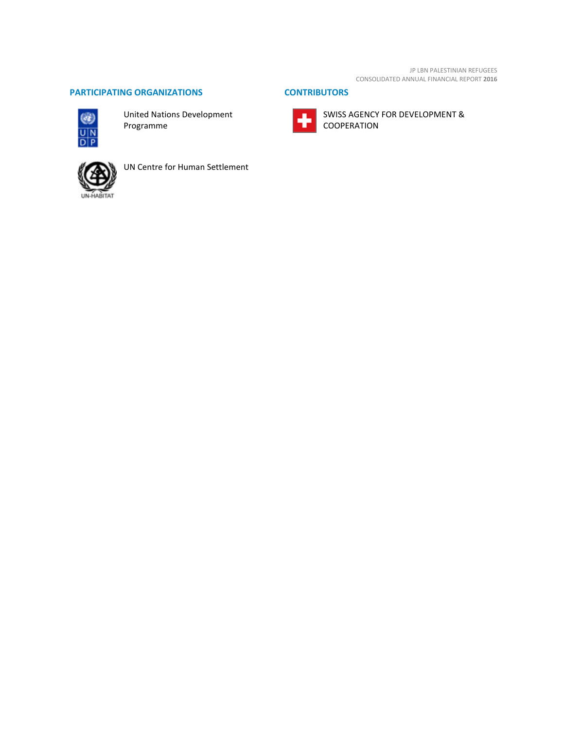## PARTICIPATING ORGANIZATIONS

United Nations Development Programme

UN Centre for Human Settlement

## CONTRIBUTORS

SWISS AGENCY FOR DEVELOPMENT & COOPERATION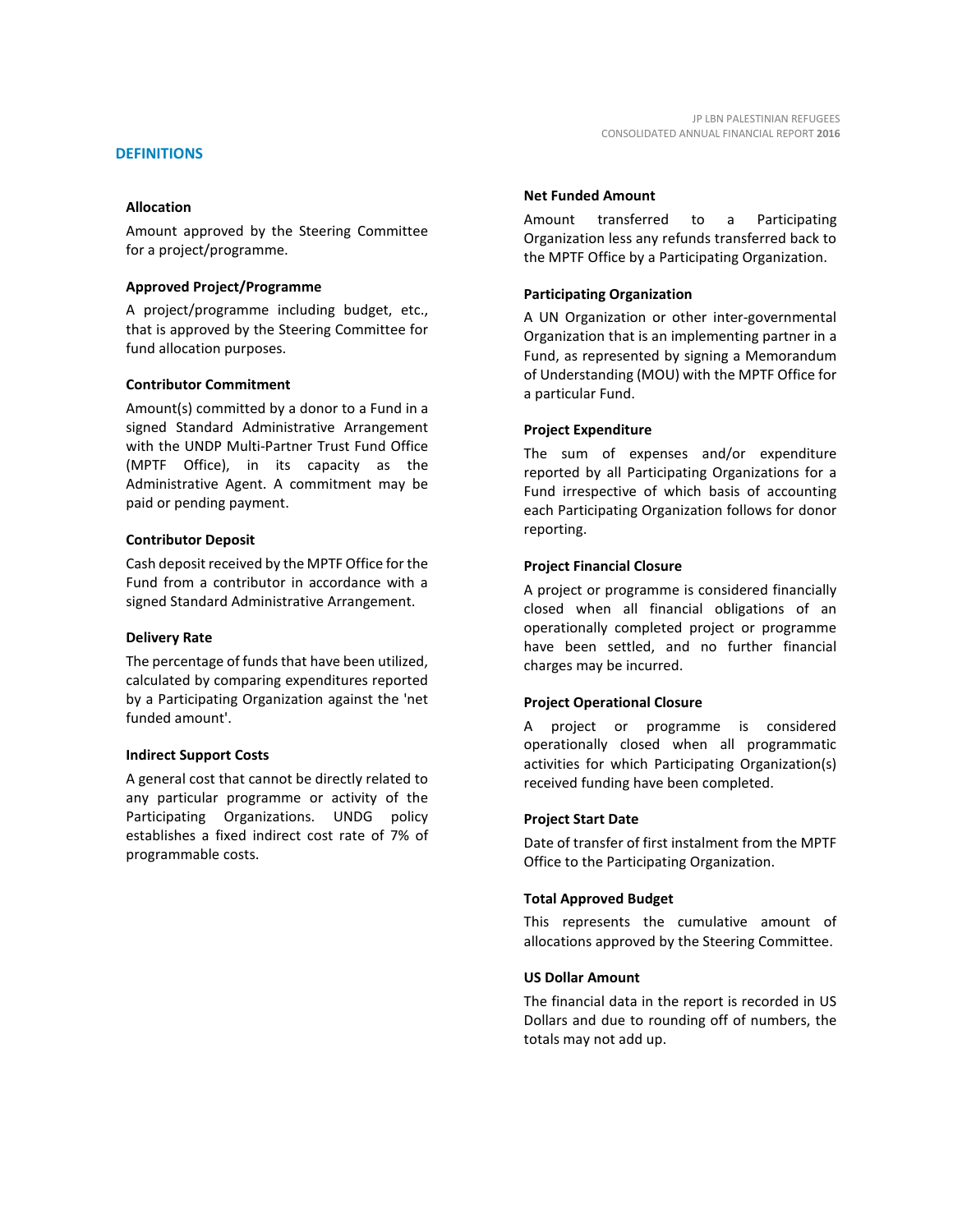## DEFINITIONS

### Allocation

Amount approved by the Steering Committee for a project/programme.

### Approved Project/Programme

A project/programme including budget, etc., that is approved by the Steering Committee for fund allocation purposes.

### Contributor Commitment

Amount(s) committed by a donor to a Fund in a signed Standard Administrative Arrangement with the UNDP Multi-Partner Trust Fund Office (MPTF Office), in its capacity as the Administrative Agent. A commitment may be paid or pending payment.

### Contributor Deposit

Cash deposit received by the MPTF Office for the Fund from a contributor in accordance with a signed Standard Administrative Arrangement.

### Delivery Rate

The percentage of funds that have been utilized, calculated by comparing expenditures reported by a Participating Organization against the 'net funded amount'.

### Indirect Support Costs

A general cost that cannot be directly related to any particular programme or activity of the Participating Organizations. UNDG policy establishes a fixed indirect cost rate of 7% of programmable costs.

### Net Funded Amount

Amount transferred to a Participating Organization less any refunds transferred back to the MPTF Office by a Participating Organization.

### Participating Organization

A UN Organization or other inter-governmental Organization that is an implementing partner in a Fund, as represented by signing a Memorandum of Understanding (MOU) with the MPTF Office for a particular Fund.

### Project Expenditure

The sum of expenses and/or expenditure reported by all Participating Organizations for a Fund irrespective of which basis of accounting each Participating Organization follows for donor reporting.

### Project Financial Closure

A project or programme is considered financially closed when all financial obligations of an operationally completed project or programme have been settled, and no further financial charges may be incurred.

### Project Operational Closure

A project or programme is considered operationally closed when all programmatic activities for which Participating Organization(s) received funding have been completed.

### Project Start Date

Date of transfer of first instalment from the MPTF Office to the Participating Organization.

### Total Approved Budget

This represents the cumulative amount of allocations approved by the Steering Committee.

### US Dollar Amount

The financial data in the report is recorded in US Dollars and due to rounding off of numbers, the totals may not add up.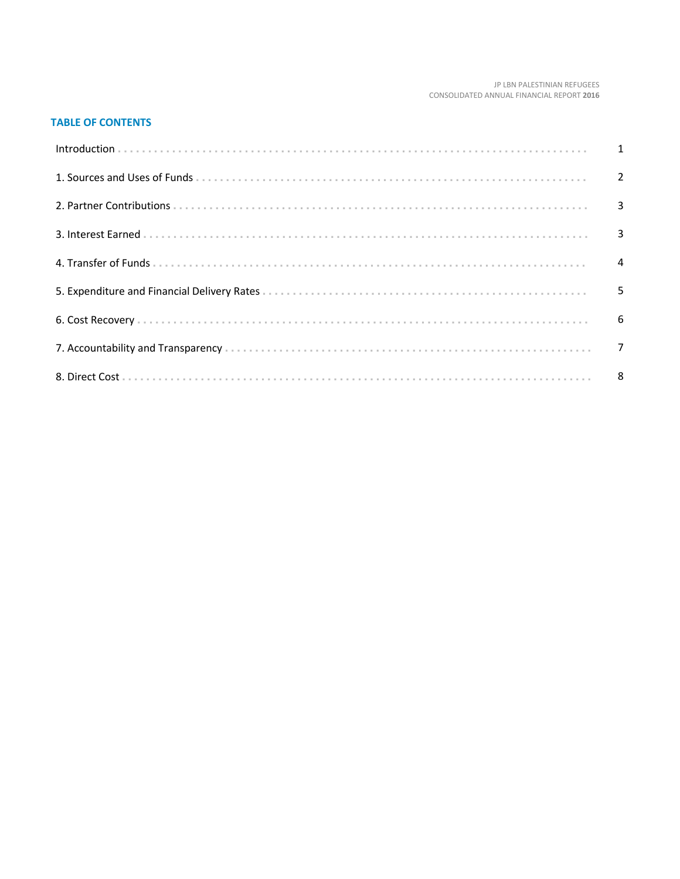## TABLE OF CONTENTS

| | |
|---|---|
| Introduction | 1 |
| 1. Sources and Uses of Funds | 2 |
| 2. Partner Contributions | 3 |
| 3. Interest Earned | 3 |
| 4. Transfer of Funds | 4 |
| 5. Expenditure and Financial Delivery Rates | 5 |
| 6. Cost Recovery | 6 |
| 7. Accountability and Transparency | 7 |
| 8. Direct Cost | 8 |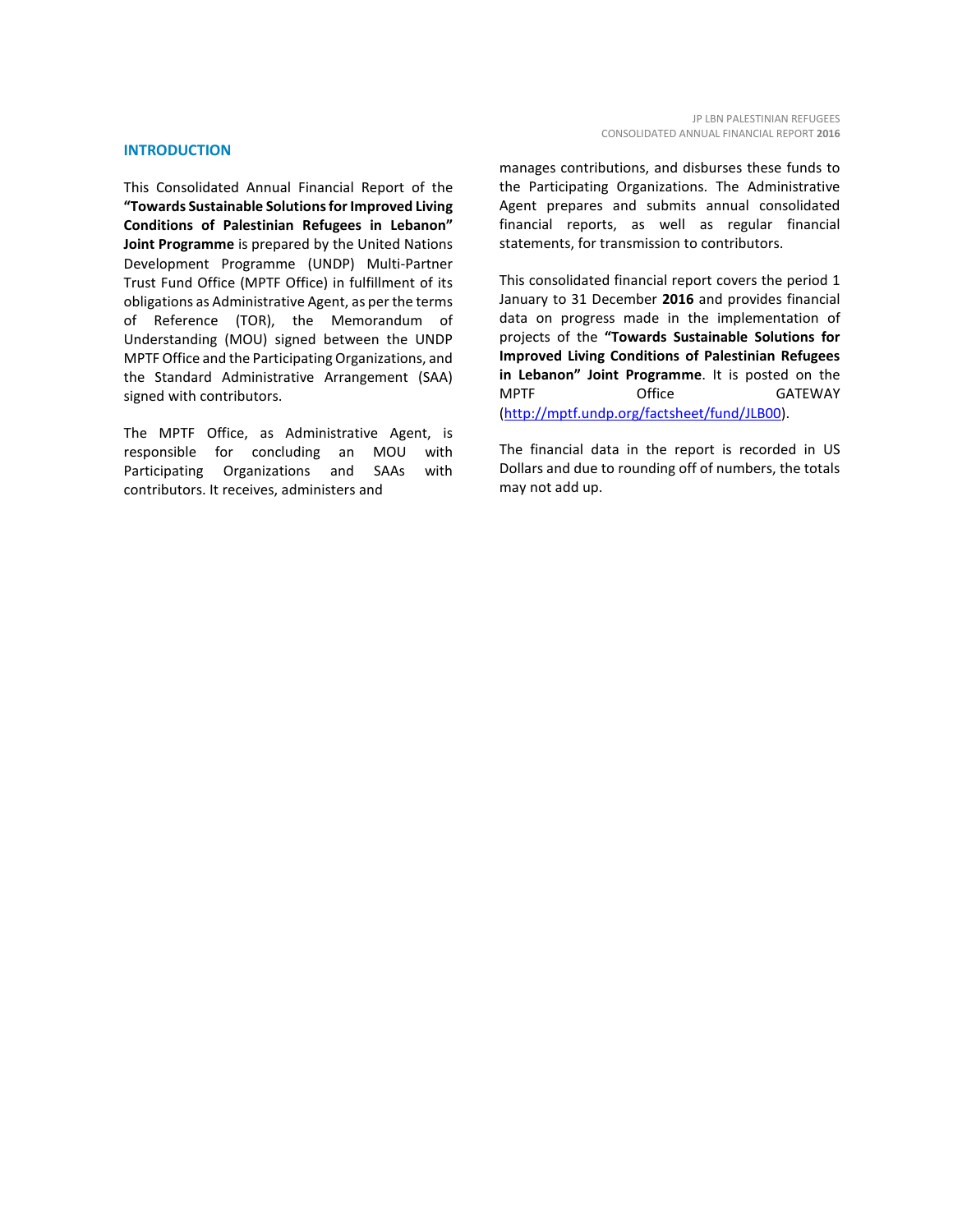## INTRODUCTION

This Consolidated Annual Financial Report of the **"Towards Sustainable Solutions for Improved Living Conditions of Palestinian Refugees in Lebanon" Joint Programme** is prepared by the United Nations Development Programme (UNDP) Multi-Partner Trust Fund Office (MPTF Office) in fulfillment of its obligations as Administrative Agent, as per the terms of Reference (TOR), the Memorandum of Understanding (MOU) signed between the UNDP MPTF Office and the Participating Organizations, and the Standard Administrative Arrangement (SAA) signed with contributors.

The MPTF Office, as Administrative Agent, is responsible for concluding an MOU with Participating Organizations and SAAs with contributors. It receives, administers and manages contributions, and disburses these funds to the Participating Organizations. The Administrative Agent prepares and submits annual consolidated financial reports, as well as regular financial statements, for transmission to contributors.

This consolidated financial report covers the period 1 January to 31 December **2016** and provides financial data on progress made in the implementation of projects of the **"Towards Sustainable Solutions for Improved Living Conditions of Palestinian Refugees in Lebanon" Joint Programme**. It is posted on the MPTF Office GATEWAY ([http://mptf.undp.org/factsheet/fund/JLB00](http://mptf.undp.org/factsheet/fund/JLB00)).

The financial data in the report is recorded in US Dollars and due to rounding off of numbers, the totals may not add up.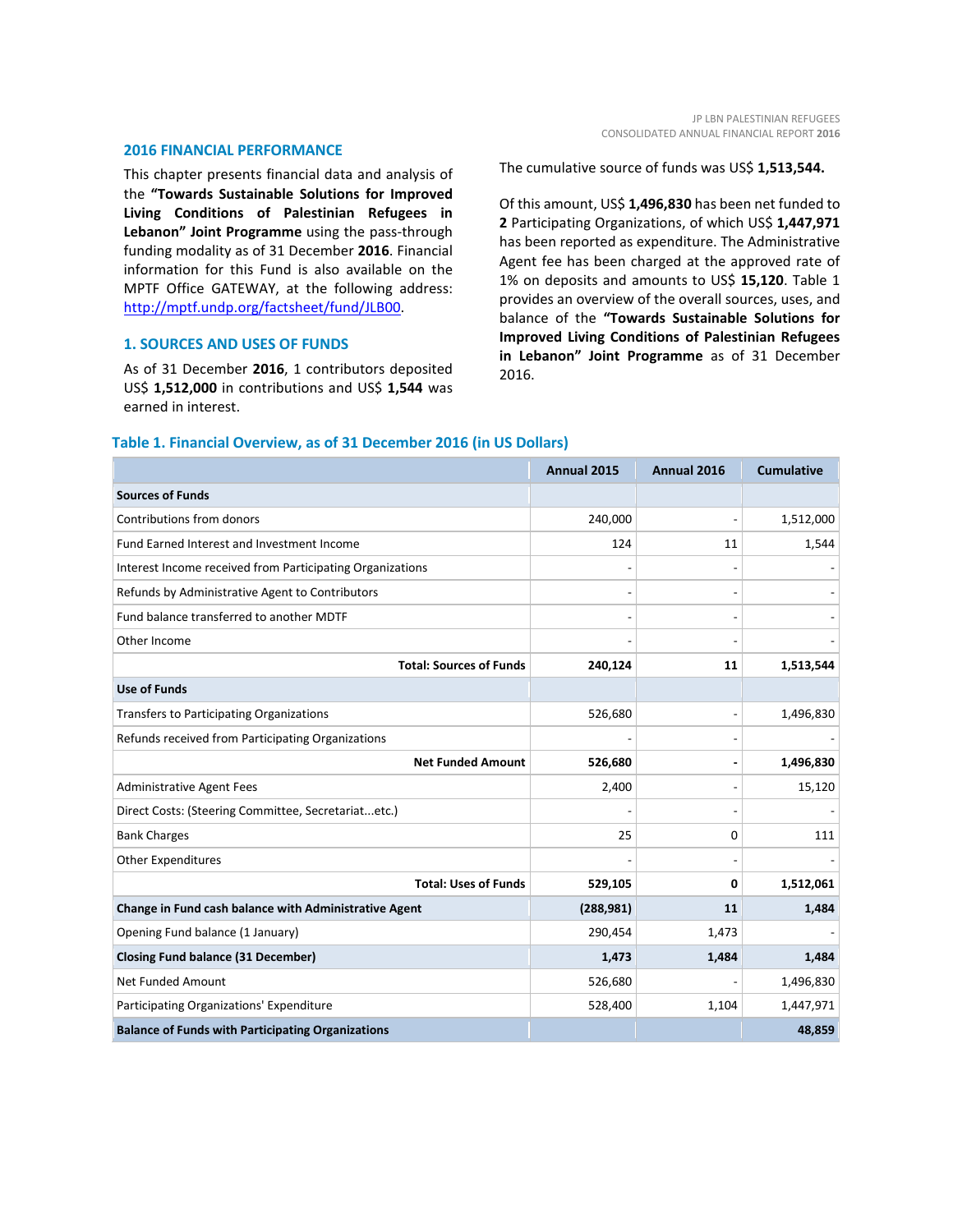## 2016 FINANCIAL PERFORMANCE

This chapter presents financial data and analysis of the **"Towards Sustainable Solutions for Improved Living Conditions of Palestinian Refugees in Lebanon" Joint Programme** using the pass-through funding modality as of 31 December **2016**. Financial information for this Fund is also available on the MPTF Office GATEWAY, at the following address: http://mptf.undp.org/factsheet/fund/JLB00.

## 1. SOURCES AND USES OF FUNDS

As of 31 December **2016**, 1 contributors deposited US$ **1,512,000** in contributions and US$ **1,544** was earned in interest.

The cumulative source of funds was US$ **1,513,544.**

Of this amount, US$ **1,496,830** has been net funded to **2** Participating Organizations, of which US$ **1,447,971** has been reported as expenditure. The Administrative Agent fee has been charged at the approved rate of 1% on deposits and amounts to US$ **15,120**. Table 1 provides an overview of the overall sources, uses, and balance of the **"Towards Sustainable Solutions for Improved Living Conditions of Palestinian Refugees in Lebanon" Joint Programme** as of 31 December 2016.

### Table 1. Financial Overview, as of 31 December 2016 (in US Dollars)

| | Annual 2015 | Annual 2016 | Cumulative |
|---|---|---|---|
| **Sources of Funds** | | | |
| Contributions from donors | 240,000 | - | 1,512,000 |
| Fund Earned Interest and Investment Income | 124 | 11 | 1,544 |
| Interest Income received from Participating Organizations | - | - | - |
| Refunds by Administrative Agent to Contributors | - | - | - |
| Fund balance transferred to another MDTF | - | - | - |
| Other Income | - | - | - |
| **Total: Sources of Funds** | **240,124** | **11** | **1,513,544** |
| **Use of Funds** | | | |
| Transfers to Participating Organizations | 526,680 | - | 1,496,830 |
| Refunds received from Participating Organizations | - | - | - |
| **Net Funded Amount** | **526,680** | **-** | **1,496,830** |
| Administrative Agent Fees | 2,400 | - | 15,120 |
| Direct Costs: (Steering Committee, Secretariat...etc.) | - | - | - |
| Bank Charges | 25 | 0 | 111 |
| Other Expenditures | - | - | - |
| **Total: Uses of Funds** | **529,105** | **0** | **1,512,061** |
| **Change in Fund cash balance with Administrative Agent** | **(288,981)** | **11** | **1,484** |
| Opening Fund balance (1 January) | 290,454 | 1,473 | - |
| **Closing Fund balance (31 December)** | **1,473** | **1,484** | **1,484** |
| Net Funded Amount | 526,680 | - | 1,496,830 |
| Participating Organizations' Expenditure | 528,400 | 1,104 | 1,447,971 |
| **Balance of Funds with Participating Organizations** | | | **48,859** |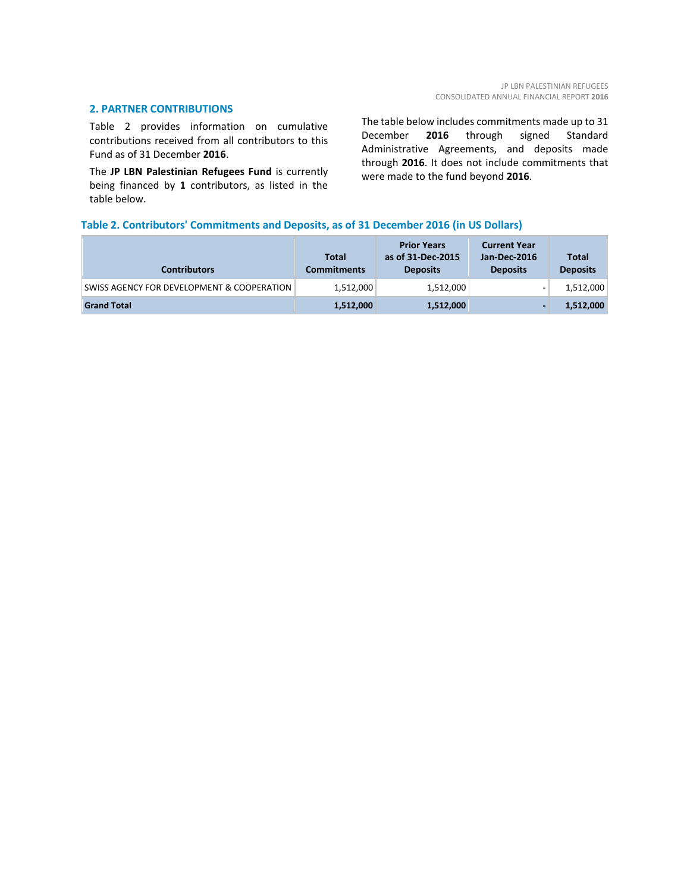## 2. PARTNER CONTRIBUTIONS

Table 2 provides information on cumulative contributions received from all contributors to this Fund as of 31 December **2016**.

The **JP LBN Palestinian Refugees Fund** is currently being financed by **1** contributors, as listed in the table below.

The table below includes commitments made up to 31 December **2016** through signed Standard Administrative Agreements, and deposits made through **2016**. It does not include commitments that were made to the fund beyond **2016**.

**Table 2. Contributors' Commitments and Deposits, as of 31 December 2016 (in US Dollars)**

| Contributors | Total Commitments | Prior Years as of 31-Dec-2015 Deposits | Current Year Jan-Dec-2016 Deposits | Total Deposits |
|---|---|---|---|---|
| SWISS AGENCY FOR DEVELOPMENT & COOPERATION | 1,512,000 | 1,512,000 | - | 1,512,000 |
| **Grand Total** | **1,512,000** | **1,512,000** | **-** | **1,512,000** |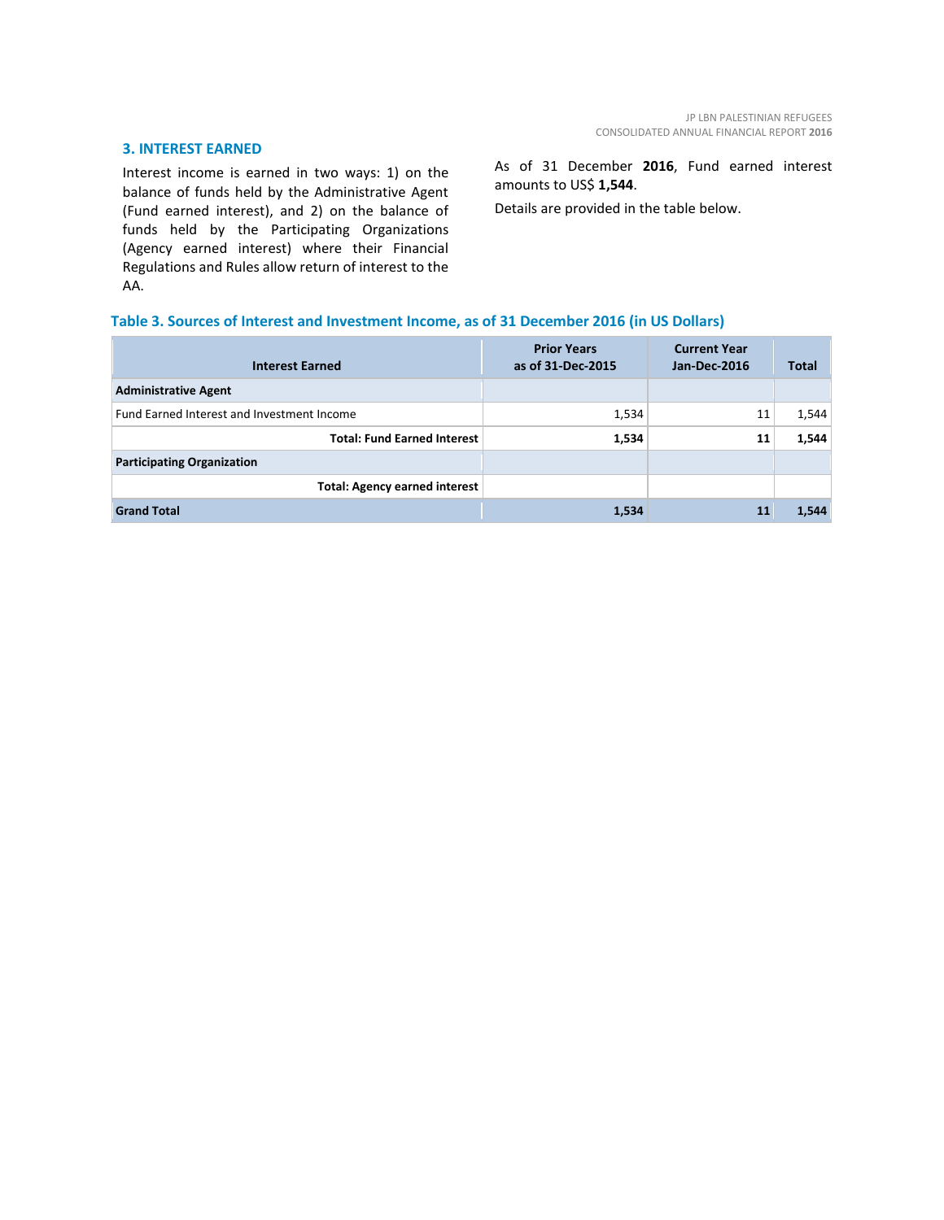## 3. INTEREST EARNED

Interest income is earned in two ways: 1) on the balance of funds held by the Administrative Agent (Fund earned interest), and 2) on the balance of funds held by the Participating Organizations (Agency earned interest) where their Financial Regulations and Rules allow return of interest to the AA.

As of 31 December **2016**, Fund earned interest amounts to US$ **1,544**.

Details are provided in the table below.

### Table 3. Sources of Interest and Investment Income, as of 31 December 2016 (in US Dollars)

| Interest Earned | Prior Years as of 31-Dec-2015 | Current Year Jan-Dec-2016 | Total |
|---|---|---|---|
| **Administrative Agent** | | | |
| Fund Earned Interest and Investment Income | 1,534 | 11 | 1,544 |
| **Total: Fund Earned Interest** | **1,534** | **11** | **1,544** |
| **Participating Organization** | | | |
| **Total: Agency earned interest** | | | |
| **Grand Total** | **1,534** | **11** | **1,544** |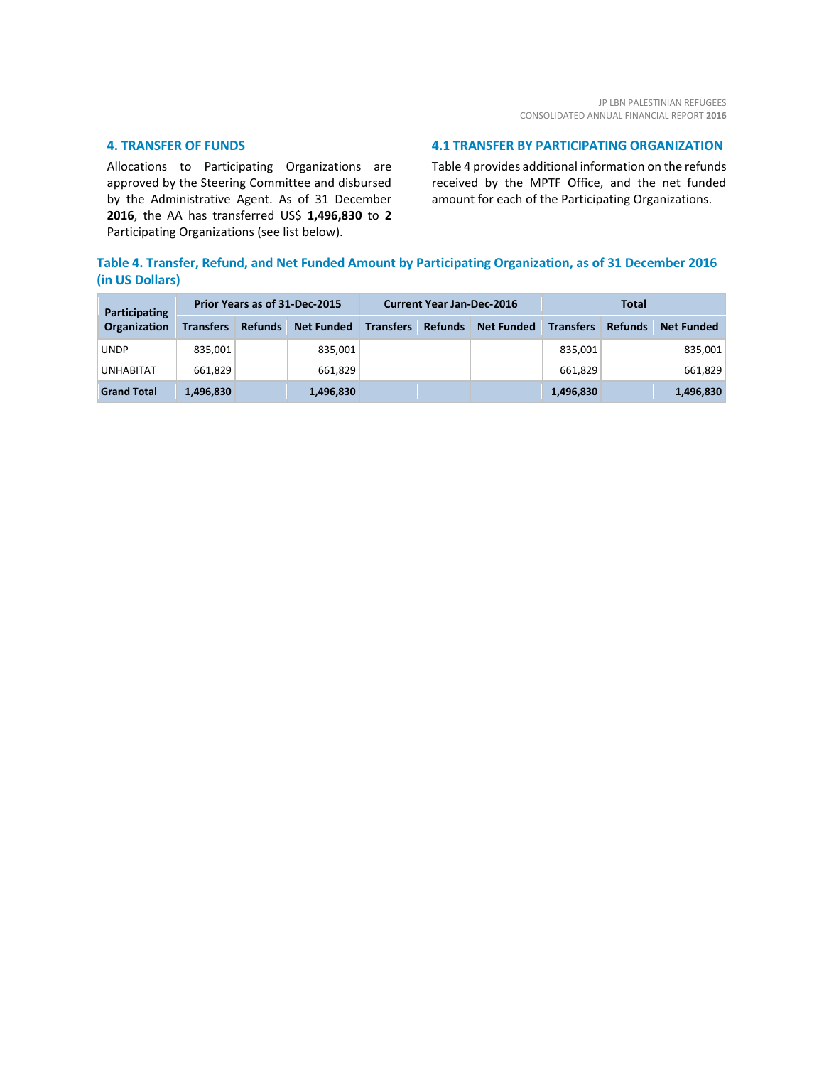## 4. TRANSFER OF FUNDS

Allocations to Participating Organizations are approved by the Steering Committee and disbursed by the Administrative Agent. As of 31 December **2016**, the AA has transferred US$ **1,496,830** to **2** Participating Organizations (see list below).

## 4.1 TRANSFER BY PARTICIPATING ORGANIZATION

Table 4 provides additional information on the refunds received by the MPTF Office, and the net funded amount for each of the Participating Organizations.

### Table 4. Transfer, Refund, and Net Funded Amount by Participating Organization, as of 31 December 2016 (in US Dollars)

| Participating Organization | Prior Years as of 31-Dec-2015 | | | Current Year Jan-Dec-2016 | | | Total | | |
|---|---|---|---|---|---|---|---|---|---|
| | Transfers | Refunds | Net Funded | Transfers | Refunds | Net Funded | Transfers | Refunds | Net Funded |
| UNDP | 835,001 | | 835,001 | | | | 835,001 | | 835,001 |
| UNHABITAT | 661,829 | | 661,829 | | | | 661,829 | | 661,829 |
| **Grand Total** | **1,496,830** | | **1,496,830** | | | | **1,496,830** | | **1,496,830** |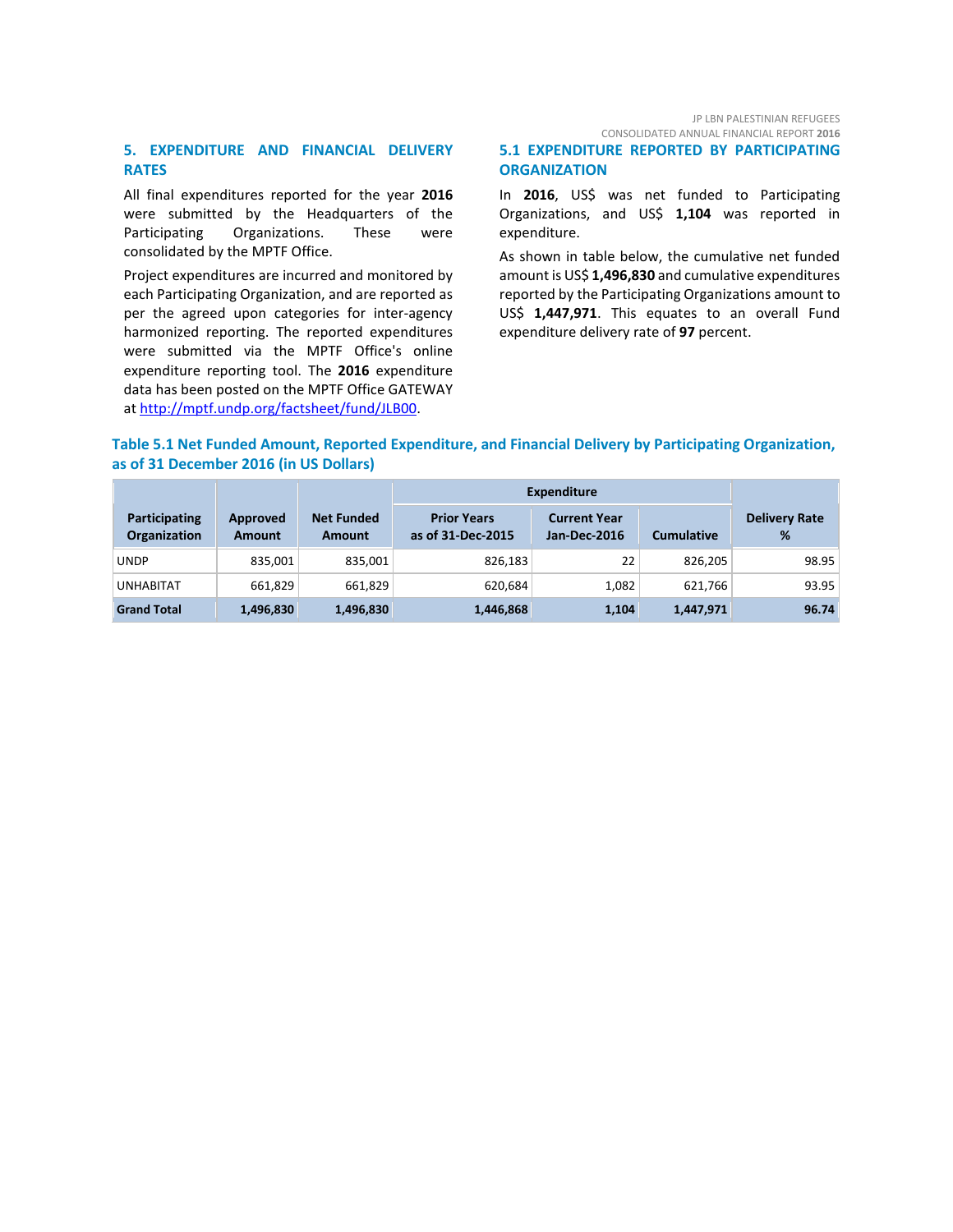## 5. EXPENDITURE AND FINANCIAL DELIVERY RATES

All final expenditures reported for the year **2016** were submitted by the Headquarters of the Participating Organizations. These were consolidated by the MPTF Office.

Project expenditures are incurred and monitored by each Participating Organization, and are reported as per the agreed upon categories for inter-agency harmonized reporting. The reported expenditures were submitted via the MPTF Office's online expenditure reporting tool. The **2016** expenditure data has been posted on the MPTF Office GATEWAY at http://mptf.undp.org/factsheet/fund/JLB00.

### 5.1 EXPENDITURE REPORTED BY PARTICIPATING ORGANIZATION

In **2016**, US$ was net funded to Participating Organizations, and US$ **1,104** was reported in expenditure.

As shown in table below, the cumulative net funded amount is US$ **1,496,830** and cumulative expenditures reported by the Participating Organizations amount to US$ **1,447,971**. This equates to an overall Fund expenditure delivery rate of **97** percent.

**Table 5.1 Net Funded Amount, Reported Expenditure, and Financial Delivery by Participating Organization, as of 31 December 2016 (in US Dollars)**

| Participating Organization | Approved Amount | Net Funded Amount | Expenditure | | | Delivery Rate % |
|---|---|---|---|---|---|---|
| | | | Prior Years as of 31-Dec-2015 | Current Year Jan-Dec-2016 | Cumulative | |
| UNDP | 835,001 | 835,001 | 826,183 | 22 | 826,205 | 98.95 |
| UNHABITAT | 661,829 | 661,829 | 620,684 | 1,082 | 621,766 | 93.95 |
| **Grand Total** | **1,496,830** | **1,496,830** | **1,446,868** | **1,104** | **1,447,971** | **96.74** |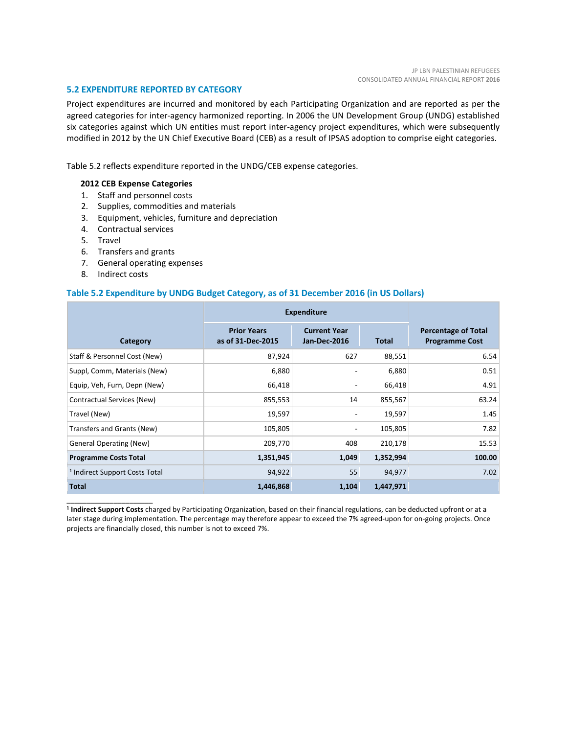## 5.2 EXPENDITURE REPORTED BY CATEGORY

Project expenditures are incurred and monitored by each Participating Organization and are reported as per the agreed categories for inter-agency harmonized reporting. In 2006 the UN Development Group (UNDG) established six categories against which UN entities must report inter-agency project expenditures, which were subsequently modified in 2012 by the UN Chief Executive Board (CEB) as a result of IPSAS adoption to comprise eight categories.

Table 5.2 reflects expenditure reported in the UNDG/CEB expense categories.

**2012 CEB Expense Categories**

1. Staff and personnel costs
2. Supplies, commodities and materials
3. Equipment, vehicles, furniture and depreciation
4. Contractual services
5. Travel
6. Transfers and grants
7. General operating expenses
8. Indirect costs

### Table 5.2 Expenditure by UNDG Budget Category, as of 31 December 2016 (in US Dollars)

| Category | Expenditure | | | Percentage of Total Programme Cost |
|---|---|---|---|---|
| | Prior Years as of 31-Dec-2015 | Current Year Jan-Dec-2016 | Total | |
| Staff & Personnel Cost (New) | 87,924 | 627 | 88,551 | 6.54 |
| Suppl, Comm, Materials (New) | 6,880 | - | 6,880 | 0.51 |
| Equip, Veh, Furn, Depn (New) | 66,418 | - | 66,418 | 4.91 |
| Contractual Services (New) | 855,553 | 14 | 855,567 | 63.24 |
| Travel (New) | 19,597 | - | 19,597 | 1.45 |
| Transfers and Grants (New) | 105,805 | - | 105,805 | 7.82 |
| General Operating (New) | 209,770 | 408 | 210,178 | 15.53 |
| **Programme Costs Total** | **1,351,945** | **1,049** | **1,352,994** | **100.00** |
| [1] Indirect Support Costs Total | 94,922 | 55 | 94,977 | 7.02 |
| **Total** | **1,446,868** | **1,104** | **1,447,971** | |

[1] **Indirect Support Costs** charged by Participating Organization, based on their financial regulations, can be deducted upfront or at a later stage during implementation. The percentage may therefore appear to exceed the 7% agreed-upon for on-going projects. Once projects are financially closed, this number is not to exceed 7%.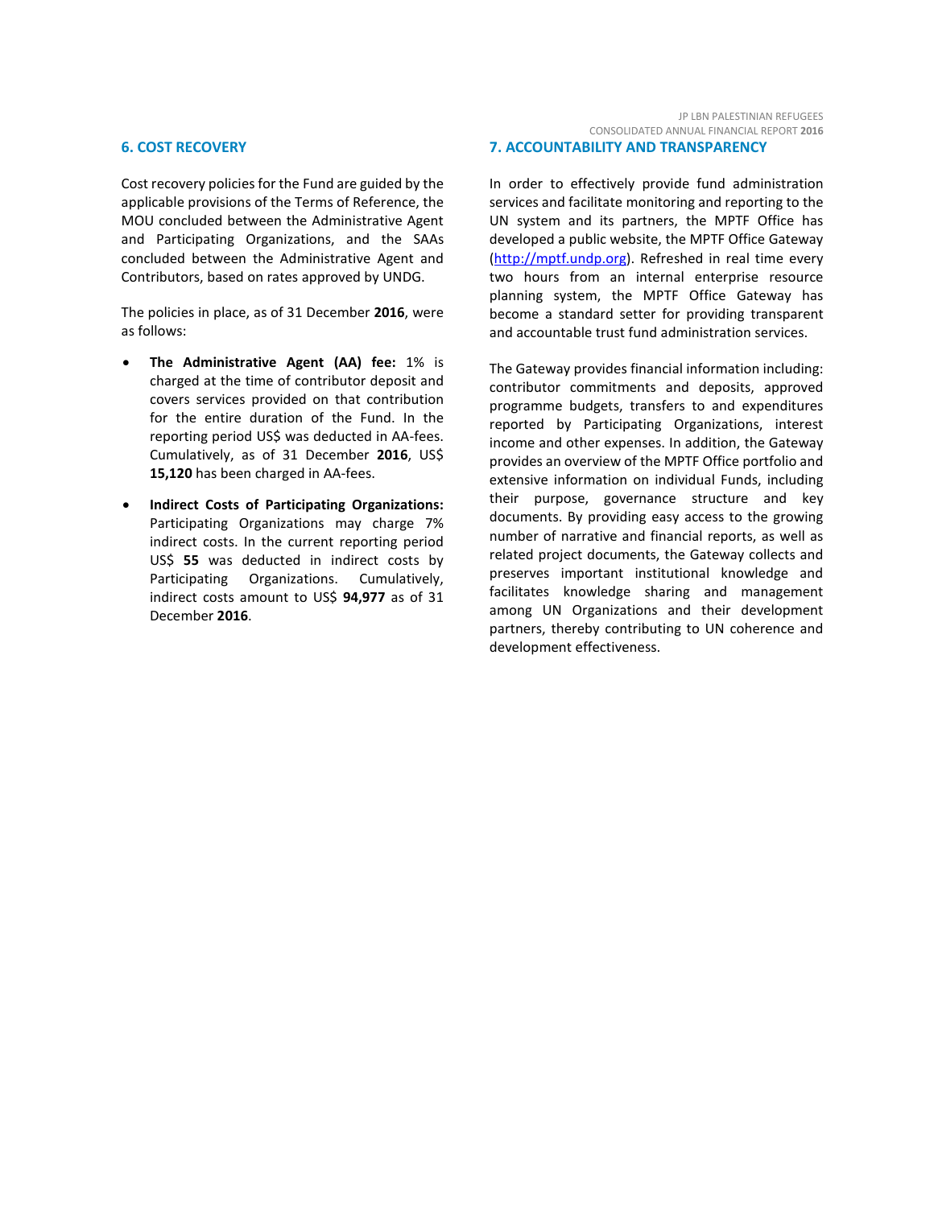## 6. COST RECOVERY

Cost recovery policies for the Fund are guided by the applicable provisions of the Terms of Reference, the MOU concluded between the Administrative Agent and Participating Organizations, and the SAAs concluded between the Administrative Agent and Contributors, based on rates approved by UNDG.

The policies in place, as of 31 December **2016**, were as follows:

- **The Administrative Agent (AA) fee:** 1% is charged at the time of contributor deposit and covers services provided on that contribution for the entire duration of the Fund. In the reporting period US$ was deducted in AA-fees. Cumulatively, as of 31 December **2016**, US$ **15,120** has been charged in AA-fees.
- **Indirect Costs of Participating Organizations:** Participating Organizations may charge 7% indirect costs. In the current reporting period US$ **55** was deducted in indirect costs by Participating Organizations. Cumulatively, indirect costs amount to US$ **94,977** as of 31 December **2016**.

## 7. ACCOUNTABILITY AND TRANSPARENCY

In order to effectively provide fund administration services and facilitate monitoring and reporting to the UN system and its partners, the MPTF Office has developed a public website, the MPTF Office Gateway (http://mptf.undp.org). Refreshed in real time every two hours from an internal enterprise resource planning system, the MPTF Office Gateway has become a standard setter for providing transparent and accountable trust fund administration services.

The Gateway provides financial information including: contributor commitments and deposits, approved programme budgets, transfers to and expenditures reported by Participating Organizations, interest income and other expenses. In addition, the Gateway provides an overview of the MPTF Office portfolio and extensive information on individual Funds, including their purpose, governance structure and key documents. By providing easy access to the growing number of narrative and financial reports, as well as related project documents, the Gateway collects and preserves important institutional knowledge and facilitates knowledge sharing and management among UN Organizations and their development partners, thereby contributing to UN coherence and development effectiveness.